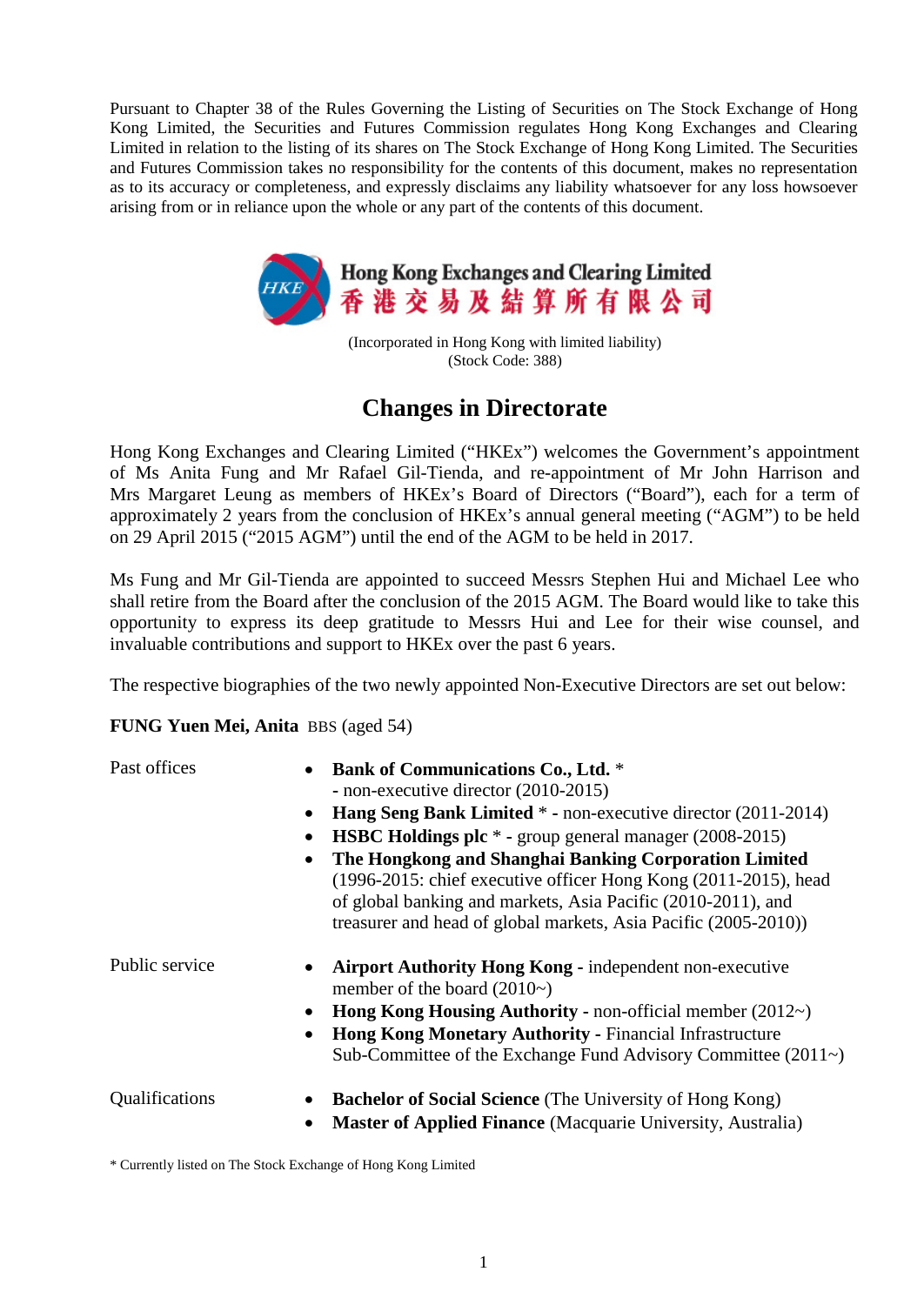Pursuant to Chapter 38 of the Rules Governing the Listing of Securities on The Stock Exchange of Hong Kong Limited, the Securities and Futures Commission regulates Hong Kong Exchanges and Clearing Limited in relation to the listing of its shares on The Stock Exchange of Hong Kong Limited. The Securities and Futures Commission takes no responsibility for the contents of this document, makes no representation as to its accuracy or completeness, and expressly disclaims any liability whatsoever for any loss howsoever arising from or in reliance upon the whole or any part of the contents of this document.

**Hong Kong Exchanges and Clearing Limited**
**香港交易及結算所有限公司**

(Incorporated in Hong Kong with limited liability)
(Stock Code: 388)

# Changes in Directorate

Hong Kong Exchanges and Clearing Limited ("HKEx") welcomes the Government's appointment of Ms Anita Fung and Mr Rafael Gil-Tienda, and re-appointment of Mr John Harrison and Mrs Margaret Leung as members of HKEx's Board of Directors ("Board"), each for a term of approximately 2 years from the conclusion of HKEx's annual general meeting ("AGM") to be held on 29 April 2015 ("2015 AGM") until the end of the AGM to be held in 2017.

Ms Fung and Mr Gil-Tienda are appointed to succeed Messrs Stephen Hui and Michael Lee who shall retire from the Board after the conclusion of the 2015 AGM. The Board would like to take this opportunity to express its deep gratitude to Messrs Hui and Lee for their wise counsel, and invaluable contributions and support to HKEx over the past 6 years.

The respective biographies of the two newly appointed Non-Executive Directors are set out below:

**FUNG Yuen Mei, Anita** BBS (aged 54)

| | |
|---|---|
| Past offices | • **Bank of Communications Co., Ltd.** * - non-executive director (2010-2015)<br>• **Hang Seng Bank Limited** * **-** non-executive director (2011-2014)<br>• **HSBC Holdings plc** * **-** group general manager (2008-2015)<br>• **The Hongkong and Shanghai Banking Corporation Limited** (1996-2015: chief executive officer Hong Kong (2011-2015), head of global banking and markets, Asia Pacific (2010-2011), and treasurer and head of global markets, Asia Pacific (2005-2010)) |
| Public service | • **Airport Authority Hong Kong -** independent non-executive member of the board (2010~)<br>• **Hong Kong Housing Authority -** non-official member (2012~)<br>• **Hong Kong Monetary Authority -** Financial Infrastructure Sub-Committee of the Exchange Fund Advisory Committee (2011~) |
| Qualifications | • **Bachelor of Social Science** (The University of Hong Kong)<br>• **Master of Applied Finance** (Macquarie University, Australia) |

* Currently listed on The Stock Exchange of Hong Kong Limited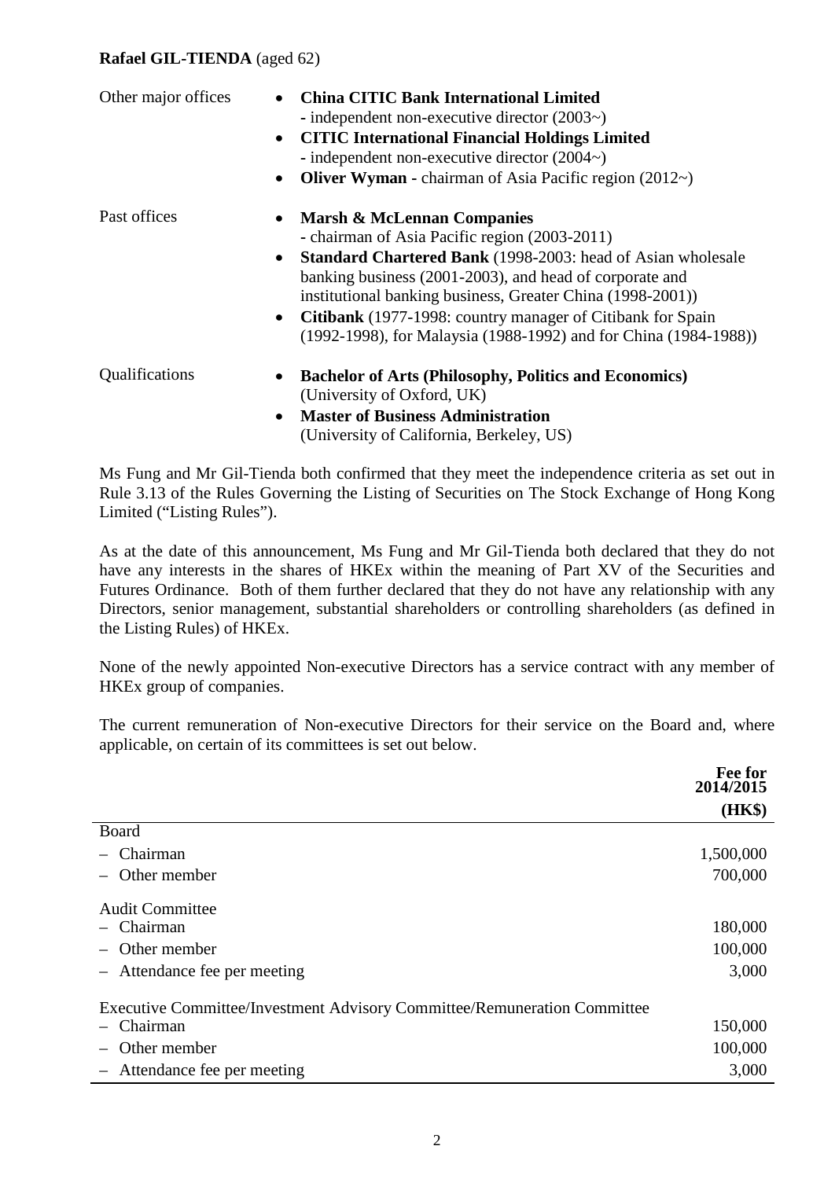**Rafael GIL-TIENDA** (aged 62)

Other major offices

- **China CITIC Bank International Limited**
  - independent non-executive director (2003~)
- **CITIC International Financial Holdings Limited**
  - independent non-executive director (2004~)
- **Oliver Wyman** - chairman of Asia Pacific region (2012~)

Past offices

- **Marsh & McLennan Companies**
  - chairman of Asia Pacific region (2003-2011)
- **Standard Chartered Bank** (1998-2003: head of Asian wholesale banking business (2001-2003), and head of corporate and institutional banking business, Greater China (1998-2001))
- **Citibank** (1977-1998: country manager of Citibank for Spain (1992-1998), for Malaysia (1988-1992) and for China (1984-1988))

Qualifications

- **Bachelor of Arts (Philosophy, Politics and Economics)** (University of Oxford, UK)
- **Master of Business Administration** (University of California, Berkeley, US)

Ms Fung and Mr Gil-Tienda both confirmed that they meet the independence criteria as set out in Rule 3.13 of the Rules Governing the Listing of Securities on The Stock Exchange of Hong Kong Limited ("Listing Rules").

As at the date of this announcement, Ms Fung and Mr Gil-Tienda both declared that they do not have any interests in the shares of HKEx within the meaning of Part XV of the Securities and Futures Ordinance. Both of them further declared that they do not have any relationship with any Directors, senior management, substantial shareholders or controlling shareholders (as defined in the Listing Rules) of HKEx.

None of the newly appointed Non-executive Directors has a service contract with any member of HKEx group of companies.

The current remuneration of Non-executive Directors for their service on the Board and, where applicable, on certain of its committees is set out below.

| | Fee for 2014/2015 (HK$) |
|---|---|
| Board | |
| – Chairman | 1,500,000 |
| – Other member | 700,000 |
| Audit Committee | |
| – Chairman | 180,000 |
| – Other member | 100,000 |
| – Attendance fee per meeting | 3,000 |
| Executive Committee/Investment Advisory Committee/Remuneration Committee | |
| – Chairman | 150,000 |
| – Other member | 100,000 |
| – Attendance fee per meeting | 3,000 |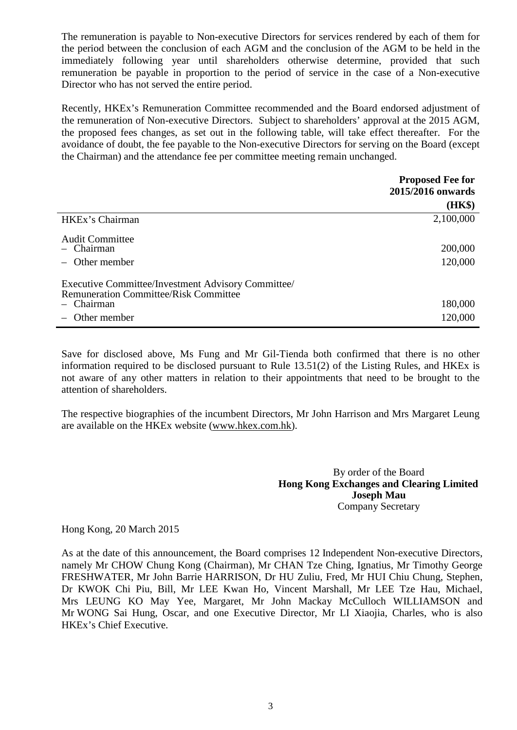The remuneration is payable to Non-executive Directors for services rendered by each of them for the period between the conclusion of each AGM and the conclusion of the AGM to be held in the immediately following year until shareholders otherwise determine, provided that such remuneration be payable in proportion to the period of service in the case of a Non-executive Director who has not served the entire period.

Recently, HKEx's Remuneration Committee recommended and the Board endorsed adjustment of the remuneration of Non-executive Directors. Subject to shareholders' approval at the 2015 AGM, the proposed fees changes, as set out in the following table, will take effect thereafter. For the avoidance of doubt, the fee payable to the Non-executive Directors for serving on the Board (except the Chairman) and the attendance fee per committee meeting remain unchanged.

| | **Proposed Fee for 2015/2016 onwards (HK$)** |
|---|---|
| HKEx's Chairman | 2,100,000 |
| Audit Committee | |
| – Chairman | 200,000 |
| – Other member | 120,000 |
| Executive Committee/Investment Advisory Committee/ Remuneration Committee/Risk Committee | |
| – Chairman | 180,000 |
| – Other member | 120,000 |

Save for disclosed above, Ms Fung and Mr Gil-Tienda both confirmed that there is no other information required to be disclosed pursuant to Rule 13.51(2) of the Listing Rules, and HKEx is not aware of any other matters in relation to their appointments that need to be brought to the attention of shareholders.

The respective biographies of the incumbent Directors, Mr John Harrison and Mrs Margaret Leung are available on the HKEx website (www.hkex.com.hk).

By order of the Board
**Hong Kong Exchanges and Clearing Limited**
**Joseph Mau**
Company Secretary

Hong Kong, 20 March 2015

As at the date of this announcement, the Board comprises 12 Independent Non-executive Directors, namely Mr CHOW Chung Kong (Chairman), Mr CHAN Tze Ching, Ignatius, Mr Timothy George FRESHWATER, Mr John Barrie HARRISON, Dr HU Zuliu, Fred, Mr HUI Chiu Chung, Stephen, Dr KWOK Chi Piu, Bill, Mr LEE Kwan Ho, Vincent Marshall, Mr LEE Tze Hau, Michael, Mrs LEUNG KO May Yee, Margaret, Mr John Mackay McCulloch WILLIAMSON and Mr WONG Sai Hung, Oscar, and one Executive Director, Mr LI Xiaojia, Charles, who is also HKEx's Chief Executive.